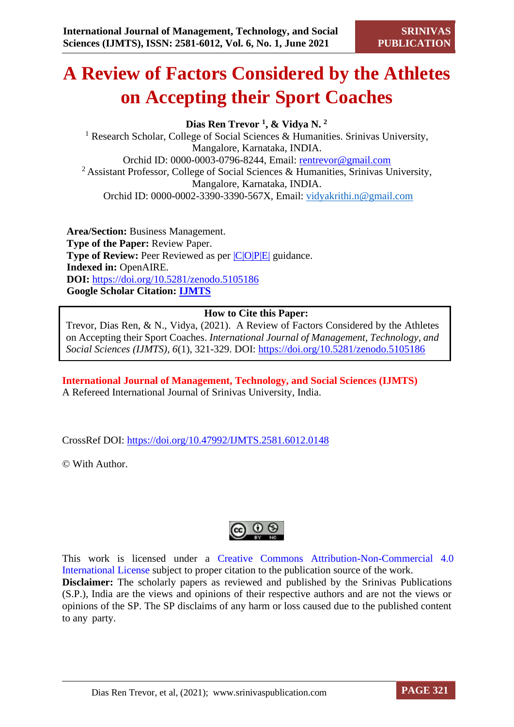# A Review of Factors Considered by the Athletes on Accepting their Sport Coaches

**Dias Ren Trevor [1], & Vidya N. [2]**

[1] Research Scholar, College of Social Sciences & Humanities. Srinivas University, Mangalore, Karnataka, INDIA.
Orchid ID: 0000-0003-0796-8244, Email: rentrevor@gmail.com

[2] Assistant Professor, College of Social Sciences & Humanities, Srinivas University, Mangalore, Karnataka, INDIA.
Orchid ID: 0000-0002-3390-3390-567X, Email: vidyakrithi.n@gmail.com

**Area/Section:** Business Management.
**Type of the Paper:** Review Paper.
**Type of Review:** Peer Reviewed as per |C|O|P|E| guidance.
**Indexed in:** OpenAIRE.
**DOI:** https://doi.org/10.5281/zenodo.5105186
**Google Scholar Citation:** **IJMTS**

**How to Cite this Paper:**
Trevor, Dias Ren, & N., Vidya, (2021). A Review of Factors Considered by the Athletes on Accepting their Sport Coaches. *International Journal of Management, Technology, and Social Sciences (IJMTS), 6*(1), 321-329. DOI: https://doi.org/10.5281/zenodo.5105186

**International Journal of Management, Technology, and Social Sciences (IJMTS)**
A Refereed International Journal of Srinivas University, India.

CrossRef DOI: https://doi.org/10.47992/IJMTS.2581.6012.0148

© With Author.

This work is licensed under a Creative Commons Attribution-Non-Commercial 4.0 International License subject to proper citation to the publication source of the work.
**Disclaimer:** The scholarly papers as reviewed and published by the Srinivas Publications (S.P.), India are the views and opinions of their respective authors and are not the views or opinions of the SP. The SP disclaims of any harm or loss caused due to the published content to any party.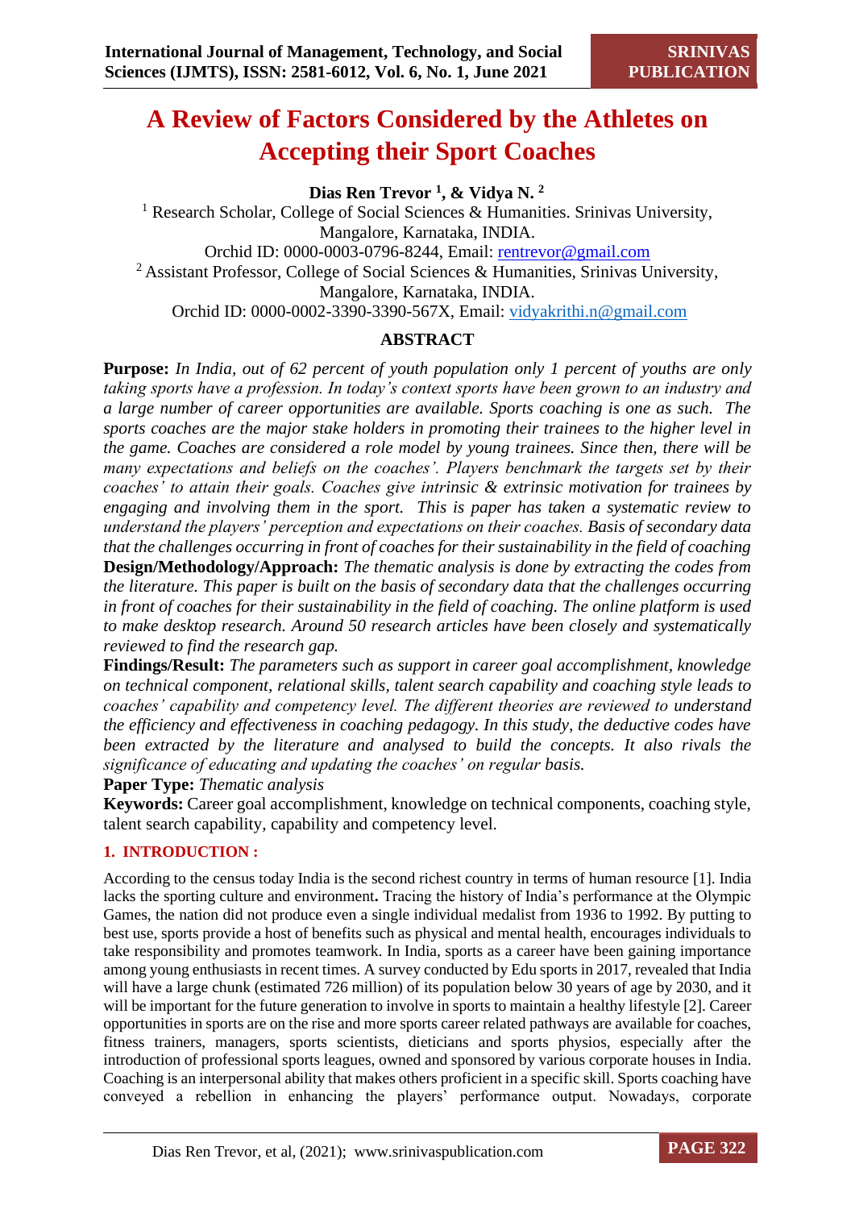# A Review of Factors Considered by the Athletes on Accepting their Sport Coaches

**Dias Ren Trevor [1], & Vidya N. [2]**

[1] Research Scholar, College of Social Sciences & Humanities. Srinivas University, Mangalore, Karnataka, INDIA.
Orchid ID: 0000-0003-0796-8244, Email: rentrevor@gmail.com

[2] Assistant Professor, College of Social Sciences & Humanities, Srinivas University, Mangalore, Karnataka, INDIA.
Orchid ID: 0000-0002-3390-3390-567X, Email: vidyakrithi.n@gmail.com

## ABSTRACT

**Purpose:** *In India, out of 62 percent of youth population only 1 percent of youths are only taking sports have a profession. In today's context sports have been grown to an industry and a large number of career opportunities are available. Sports coaching is one as such. The sports coaches are the major stake holders in promoting their trainees to the higher level in the game. Coaches are considered a role model by young trainees. Since then, there will be many expectations and beliefs on the coaches'. Players benchmark the targets set by their coaches' to attain their goals. Coaches give intrinsic & extrinsic motivation for trainees by engaging and involving them in the sport. This is paper has taken a systematic review to understand the players' perception and expectations on their coaches. Basis of secondary data that the challenges occurring in front of coaches for their sustainability in the field of coaching*

**Design/Methodology/Approach:** *The thematic analysis is done by extracting the codes from the literature. This paper is built on the basis of secondary data that the challenges occurring in front of coaches for their sustainability in the field of coaching. The online platform is used to make desktop research. Around 50 research articles have been closely and systematically reviewed to find the research gap.*

**Findings/Result:** *The parameters such as support in career goal accomplishment, knowledge on technical component, relational skills, talent search capability and coaching style leads to coaches' capability and competency level. The different theories are reviewed to understand the efficiency and effectiveness in coaching pedagogy. In this study, the deductive codes have been extracted by the literature and analysed to build the concepts. It also rivals the significance of educating and updating the coaches' on regular basis.*

**Paper Type:** *Thematic analysis*

**Keywords:** Career goal accomplishment, knowledge on technical components, coaching style, talent search capability, capability and competency level.

## 1. INTRODUCTION :

According to the census today India is the second richest country in terms of human resource [1]. India lacks the sporting culture and environment**.** Tracing the history of India's performance at the Olympic Games, the nation did not produce even a single individual medalist from 1936 to 1992. By putting to best use, sports provide a host of benefits such as physical and mental health, encourages individuals to take responsibility and promotes teamwork. In India, sports as a career have been gaining importance among young enthusiasts in recent times. A survey conducted by Edu sports in 2017, revealed that India will have a large chunk (estimated 726 million) of its population below 30 years of age by 2030, and it will be important for the future generation to involve in sports to maintain a healthy lifestyle [2]. Career opportunities in sports are on the rise and more sports career related pathways are available for coaches, fitness trainers, managers, sports scientists, dieticians and sports physios, especially after the introduction of professional sports leagues, owned and sponsored by various corporate houses in India. Coaching is an interpersonal ability that makes others proficient in a specific skill. Sports coaching have conveyed a rebellion in enhancing the players' performance output. Nowadays, corporate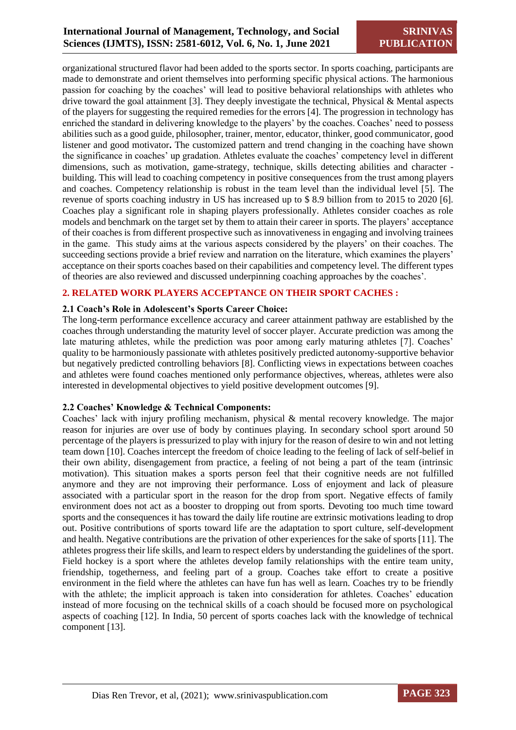organizational structured flavor had been added to the sports sector. In sports coaching, participants are made to demonstrate and orient themselves into performing specific physical actions. The harmonious passion for coaching by the coaches' will lead to positive behavioral relationships with athletes who drive toward the goal attainment [3]. They deeply investigate the technical, Physical & Mental aspects of the players for suggesting the required remedies for the errors [4]. The progression in technology has enriched the standard in delivering knowledge to the players' by the coaches. Coaches' need to possess abilities such as a good guide, philosopher, trainer, mentor, educator, thinker, good communicator, good listener and good motivator**.** The customized pattern and trend changing in the coaching have shown the significance in coaches' up gradation. Athletes evaluate the coaches' competency level in different dimensions, such as motivation, game-strategy, technique, skills detecting abilities and character -building. This will lead to coaching competency in positive consequences from the trust among players and coaches. Competency relationship is robust in the team level than the individual level [5]. The revenue of sports coaching industry in US has increased up to $ 8.9 billion from to 2015 to 2020 [6]. Coaches play a significant role in shaping players professionally. Athletes consider coaches as role models and benchmark on the target set by them to attain their career in sports. The players' acceptance of their coaches is from different prospective such as innovativeness in engaging and involving trainees in the game. This study aims at the various aspects considered by the players' on their coaches. The succeeding sections provide a brief review and narration on the literature, which examines the players' acceptance on their sports coaches based on their capabilities and competency level. The different types of theories are also reviewed and discussed underpinning coaching approaches by the coaches'.

## 2. RELATED WORK PLAYERS ACCEPTANCE ON THEIR SPORT CACHES :

### 2.1 Coach's Role in Adolescent's Sports Career Choice:

The long-term performance excellence accuracy and career attainment pathway are established by the coaches through understanding the maturity level of soccer player. Accurate prediction was among the late maturing athletes, while the prediction was poor among early maturing athletes [7]. Coaches' quality to be harmoniously passionate with athletes positively predicted autonomy-supportive behavior but negatively predicted controlling behaviors [8]. Conflicting views in expectations between coaches and athletes were found coaches mentioned only performance objectives, whereas, athletes were also interested in developmental objectives to yield positive development outcomes [9].

### 2.2 Coaches' Knowledge & Technical Components:

Coaches' lack with injury profiling mechanism, physical & mental recovery knowledge. The major reason for injuries are over use of body by continues playing. In secondary school sport around 50 percentage of the players is pressurized to play with injury for the reason of desire to win and not letting team down [10]. Coaches intercept the freedom of choice leading to the feeling of lack of self-belief in their own ability, disengagement from practice, a feeling of not being a part of the team (intrinsic motivation). This situation makes a sports person feel that their cognitive needs are not fulfilled anymore and they are not improving their performance. Loss of enjoyment and lack of pleasure associated with a particular sport in the reason for the drop from sport. Negative effects of family environment does not act as a booster to dropping out from sports. Devoting too much time toward sports and the consequences it has toward the daily life routine are extrinsic motivations leading to drop out. Positive contributions of sports toward life are the adaptation to sport culture, self-development and health. Negative contributions are the privation of other experiences for the sake of sports [11]. The athletes progress their life skills, and learn to respect elders by understanding the guidelines of the sport. Field hockey is a sport where the athletes develop family relationships with the entire team unity, friendship, togetherness, and feeling part of a group. Coaches take effort to create a positive environment in the field where the athletes can have fun has well as learn. Coaches try to be friendly with the athlete; the implicit approach is taken into consideration for athletes. Coaches' education instead of more focusing on the technical skills of a coach should be focused more on psychological aspects of coaching [12]. In India, 50 percent of sports coaches lack with the knowledge of technical component [13].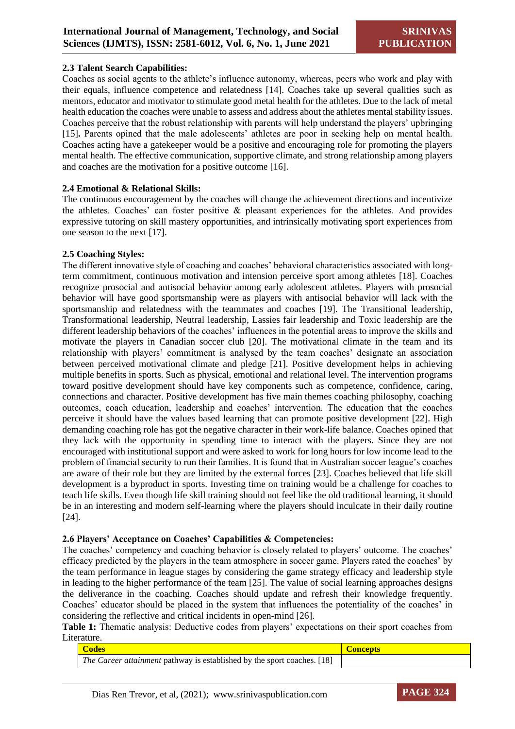### 2.3 Talent Search Capabilities:

Coaches as social agents to the athlete's influence autonomy, whereas, peers who work and play with their equals, influence competence and relatedness [14]. Coaches take up several qualities such as mentors, educator and motivator to stimulate good metal health for the athletes. Due to the lack of metal health education the coaches were unable to assess and address about the athletes mental stability issues. Coaches perceive that the robust relationship with parents will help understand the players' upbringing [15]**.** Parents opined that the male adolescents' athletes are poor in seeking help on mental health. Coaches acting have a gatekeeper would be a positive and encouraging role for promoting the players mental health. The effective communication, supportive climate, and strong relationship among players and coaches are the motivation for a positive outcome [16].

### 2.4 Emotional & Relational Skills:

The continuous encouragement by the coaches will change the achievement directions and incentivize the athletes. Coaches' can foster positive & pleasant experiences for the athletes. And provides expressive tutoring on skill mastery opportunities, and intrinsically motivating sport experiences from one season to the next [17].

### 2.5 Coaching Styles:

The different innovative style of coaching and coaches' behavioral characteristics associated with long-term commitment, continuous motivation and intension perceive sport among athletes [18]. Coaches recognize prosocial and antisocial behavior among early adolescent athletes. Players with prosocial behavior will have good sportsmanship were as players with antisocial behavior will lack with the sportsmanship and relatedness with the teammates and coaches [19]. The Transitional leadership, Transformational leadership, Neutral leadership, Lassies fair leadership and Toxic leadership are the different leadership behaviors of the coaches' influences in the potential areas to improve the skills and motivate the players in Canadian soccer club [20]. The motivational climate in the team and its relationship with players' commitment is analysed by the team coaches' designate an association between perceived motivational climate and pledge [21]. Positive development helps in achieving multiple benefits in sports. Such as physical, emotional and relational level. The intervention programs toward positive development should have key components such as competence, confidence, caring, connections and character. Positive development has five main themes coaching philosophy, coaching outcomes, coach education, leadership and coaches' intervention. The education that the coaches perceive it should have the values based learning that can promote positive development [22]. High demanding coaching role has got the negative character in their work-life balance. Coaches opined that they lack with the opportunity in spending time to interact with the players. Since they are not encouraged with institutional support and were asked to work for long hours for low income lead to the problem of financial security to run their families. It is found that in Australian soccer league's coaches are aware of their role but they are limited by the external forces [23]. Coaches believed that life skill development is a byproduct in sports. Investing time on training would be a challenge for coaches to teach life skills. Even though life skill training should not feel like the old traditional learning, it should be in an interesting and modern self-learning where the players should inculcate in their daily routine [24].

### 2.6 Players' Acceptance on Coaches' Capabilities & Competencies:

The coaches' competency and coaching behavior is closely related to players' outcome. The coaches' efficacy predicted by the players in the team atmosphere in soccer game. Players rated the coaches' by the team performance in league stages by considering the game strategy efficacy and leadership style in leading to the higher performance of the team [25]. The value of social learning approaches designs the deliverance in the coaching. Coaches should update and refresh their knowledge frequently. Coaches' educator should be placed in the system that influences the potentiality of the coaches' in considering the reflective and critical incidents in open-mind [26].

**Table 1:** Thematic analysis: Deductive codes from players' expectations on their sport coaches from Literature.

| Codes | Concepts |
|---|---|
| *The Career attainment* pathway is established by the sport coaches. [18] | |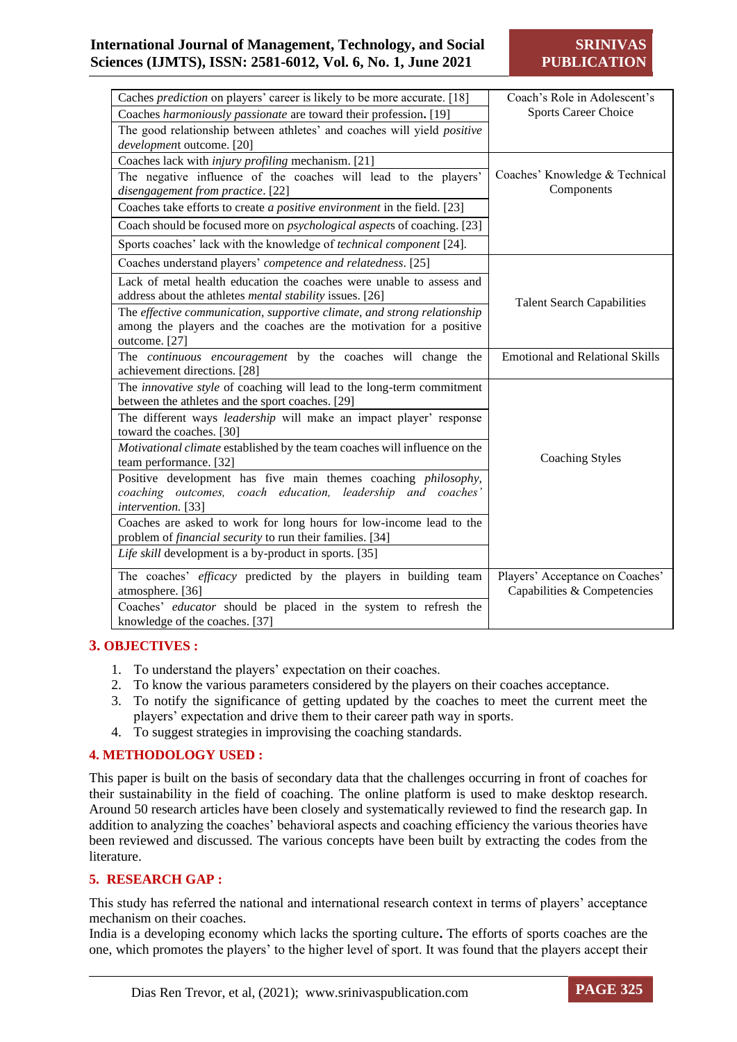| | |
|---|---|
| Caches *prediction* on players' career is likely to be more accurate. [18] | Coach's Role in Adolescent's Sports Career Choice |
| Coaches *harmoniously passionate* are toward their profession. [19] | |
| The good relationship between athletes' and coaches will yield *positive development* outcome. [20] | |
| Coaches lack with *injury profiling* mechanism. [21] | Coaches' Knowledge & Technical Components |
| The negative influence of the coaches will lead to the players' *disengagement from practice*. [22] | |
| Coaches take efforts to create *a positive environment* in the field. [23] | |
| Coach should be focused more on *psychological aspect*s of coaching. [23] | |
| Sports coaches' lack with the knowledge of *technical component* [24]. | |
| Coaches understand players' *competence and relatedness*. [25] | Talent Search Capabilities |
| Lack of metal health education the coaches were unable to assess and address about the athletes *mental stability* issues. [26] | |
| The *effective communication, supportive climate, and strong relationship* among the players and the coaches are the motivation for a positive outcome. [27] | |
| The *continuous encouragement* by the coaches will change the achievement directions. [28] | Emotional and Relational Skills |
| The *innovative style* of coaching will lead to the long-term commitment between the athletes and the sport coaches. [29] | Coaching Styles |
| The different ways *leadership* will make an impact player' response toward the coaches. [30] | |
| *Motivational climate* established by the team coaches will influence on the team performance. [32] | |
| Positive development has five main themes coaching *philosophy, coaching outcomes, coach education, leadership and coaches' intervention.* [33] | |
| Coaches are asked to work for long hours for low-income lead to the problem of *financial security* to run their families. [34] | |
| *Life skill* development is a by-product in sports. [35] | |
| The coaches' *efficacy* predicted by the players in building team atmosphere. [36] | Players' Acceptance on Coaches' Capabilities & Competencies |
| Coaches' *educator* should be placed in the system to refresh the knowledge of the coaches. [37] | |

## 3. OBJECTIVES :

1. To understand the players' expectation on their coaches.
2. To know the various parameters considered by the players on their coaches acceptance.
3. To notify the significance of getting updated by the coaches to meet the current meet the players' expectation and drive them to their career path way in sports.
4. To suggest strategies in improving the coaching standards.

## 4. METHODOLOGY USED :

This paper is built on the basis of secondary data that the challenges occurring in front of coaches for their sustainability in the field of coaching. The online platform is used to make desktop research. Around 50 research articles have been closely and systematically reviewed to find the research gap. In addition to analyzing the coaches' behavioral aspects and coaching efficiency the various theories have been reviewed and discussed. The various concepts have been built by extracting the codes from the literature.

## 5. RESEARCH GAP :

This study has referred the national and international research context in terms of players' acceptance mechanism on their coaches.

India is a developing economy which lacks the sporting culture**.** The efforts of sports coaches are the one, which promotes the players' to the higher level of sport. It was found that the players accept their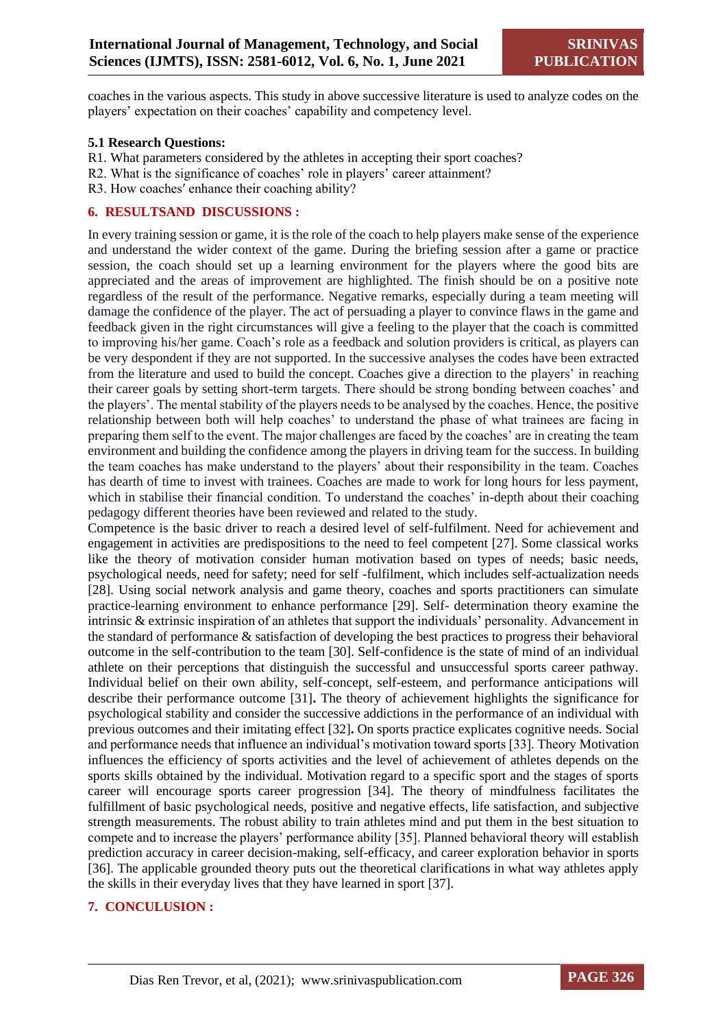coaches in the various aspects. This study in above successive literature is used to analyze codes on the players' expectation on their coaches' capability and competency level.

### 5.1 Research Questions:

R1. What parameters considered by the athletes in accepting their sport coaches?
R2. What is the significance of coaches' role in players' career attainment?
R3. How coaches′ enhance their coaching ability?

## 6. RESULTSAND DISCUSSIONS :

In every training session or game, it is the role of the coach to help players make sense of the experience and understand the wider context of the game. During the briefing session after a game or practice session, the coach should set up a learning environment for the players where the good bits are appreciated and the areas of improvement are highlighted. The finish should be on a positive note regardless of the result of the performance. Negative remarks, especially during a team meeting will damage the confidence of the player. The act of persuading a player to convince flaws in the game and feedback given in the right circumstances will give a feeling to the player that the coach is committed to improving his/her game. Coach's role as a feedback and solution providers is critical, as players can be very despondent if they are not supported. In the successive analyses the codes have been extracted from the literature and used to build the concept. Coaches give a direction to the players' in reaching their career goals by setting short-term targets. There should be strong bonding between coaches' and the players'. The mental stability of the players needs to be analysed by the coaches. Hence, the positive relationship between both will help coaches' to understand the phase of what trainees are facing in preparing them self to the event. The major challenges are faced by the coaches' are in creating the team environment and building the confidence among the players in driving team for the success. In building the team coaches has make understand to the players' about their responsibility in the team. Coaches has dearth of time to invest with trainees. Coaches are made to work for long hours for less payment, which in stabilise their financial condition. To understand the coaches' in-depth about their coaching pedagogy different theories have been reviewed and related to the study.

Competence is the basic driver to reach a desired level of self-fulfilment. Need for achievement and engagement in activities are predispositions to the need to feel competent [27]. Some classical works like the theory of motivation consider human motivation based on types of needs; basic needs, psychological needs, need for safety; need for self -fulfilment, which includes self-actualization needs [28]. Using social network analysis and game theory, coaches and sports practitioners can simulate practice-learning environment to enhance performance [29]. Self- determination theory examine the intrinsic & extrinsic inspiration of an athletes that support the individuals' personality. Advancement in the standard of performance & satisfaction of developing the best practices to progress their behavioral outcome in the self-contribution to the team [30]. Self-confidence is the state of mind of an individual athlete on their perceptions that distinguish the successful and unsuccessful sports career pathway. Individual belief on their own ability, self-concept, self-esteem, and performance anticipations will describe their performance outcome [31]**.** The theory of achievement highlights the significance for psychological stability and consider the successive addictions in the performance of an individual with previous outcomes and their imitating effect [32]**.** On sports practice explicates cognitive needs. Social and performance needs that influence an individual's motivation toward sports [33]. Theory Motivation influences the efficiency of sports activities and the level of achievement of athletes depends on the sports skills obtained by the individual. Motivation regard to a specific sport and the stages of sports career will encourage sports career progression [34]. The theory of mindfulness facilitates the fulfillment of basic psychological needs, positive and negative effects, life satisfaction, and subjective strength measurements. The robust ability to train athletes mind and put them in the best situation to compete and to increase the players' performance ability [35]. Planned behavioral theory will establish prediction accuracy in career decision-making, self-efficacy, and career exploration behavior in sports [36]. The applicable grounded theory puts out the theoretical clarifications in what way athletes apply the skills in their everyday lives that they have learned in sport [37].

## 7. CONCULUSION :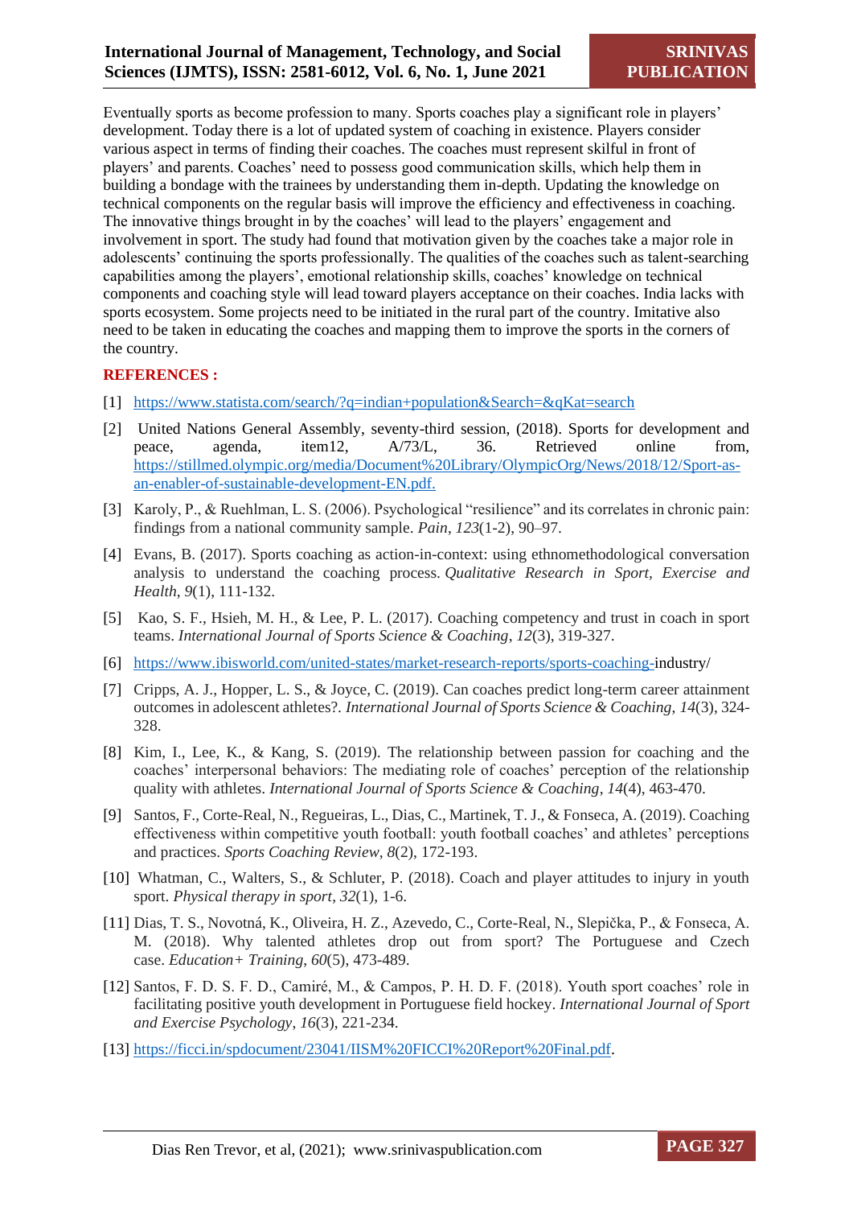Eventually sports as become profession to many. Sports coaches play a significant role in players' development. Today there is a lot of updated system of coaching in existence. Players consider various aspect in terms of finding their coaches. The coaches must represent skilful in front of players' and parents. Coaches' need to possess good communication skills, which help them in building a bondage with the trainees by understanding them in-depth. Updating the knowledge on technical components on the regular basis will improve the efficiency and effectiveness in coaching. The innovative things brought in by the coaches' will lead to the players' engagement and involvement in sport. The study had found that motivation given by the coaches take a major role in adolescents' continuing the sports professionally. The qualities of the coaches such as talent-searching capabilities among the players', emotional relationship skills, coaches' knowledge on technical components and coaching style will lead toward players acceptance on their coaches. India lacks with sports ecosystem. Some projects need to be initiated in the rural part of the country. Imitative also need to be taken in educating the coaches and mapping them to improve the sports in the corners of the country.

## REFERENCES :

[1] https://www.statista.com/search/?q=indian+population&Search=&qKat=search

[2] United Nations General Assembly, seventy-third session, (2018). Sports for development and peace, agenda, item12, A/73/L, 36. Retrieved online from, https://stillmed.olympic.org/media/Document%20Library/OlympicOrg/News/2018/12/Sport-as-an-enabler-of-sustainable-development-EN.pdf.

[3] Karoly, P., & Ruehlman, L. S. (2006). Psychological "resilience" and its correlates in chronic pain: findings from a national community sample. *Pain*, *123*(1-2), 90–97.

[4] Evans, B. (2017). Sports coaching as action-in-context: using ethnomethodological conversation analysis to understand the coaching process. *Qualitative Research in Sport, Exercise and Health*, *9*(1), 111-132.

[5] Kao, S. F., Hsieh, M. H., & Lee, P. L. (2017). Coaching competency and trust in coach in sport teams. *International Journal of Sports Science & Coaching*, *12*(3), 319-327.

[6] https://www.ibisworld.com/united-states/market-research-reports/sports-coaching-industry/

[7] Cripps, A. J., Hopper, L. S., & Joyce, C. (2019). Can coaches predict long-term career attainment outcomes in adolescent athletes?. *International Journal of Sports Science & Coaching*, *14*(3), 324-328.

[8] Kim, I., Lee, K., & Kang, S. (2019). The relationship between passion for coaching and the coaches' interpersonal behaviors: The mediating role of coaches' perception of the relationship quality with athletes. *International Journal of Sports Science & Coaching*, *14*(4), 463-470.

[9] Santos, F., Corte-Real, N., Regueiras, L., Dias, C., Martinek, T. J., & Fonseca, A. (2019). Coaching effectiveness within competitive youth football: youth football coaches' and athletes' perceptions and practices. *Sports Coaching Review*, *8*(2), 172-193.

[10] Whatman, C., Walters, S., & Schluter, P. (2018). Coach and player attitudes to injury in youth sport. *Physical therapy in sport*, *32*(1), 1-6.

[11] Dias, T. S., Novotná, K., Oliveira, H. Z., Azevedo, C., Corte-Real, N., Slepička, P., & Fonseca, A. M. (2018). Why talented athletes drop out from sport? The Portuguese and Czech case. *Education+ Training*, *60*(5), 473-489.

[12] Santos, F. D. S. F. D., Camiré, M., & Campos, P. H. D. F. (2018). Youth sport coaches' role in facilitating positive youth development in Portuguese field hockey. *International Journal of Sport and Exercise Psychology*, *16*(3), 221-234.

[13] https://ficci.in/spdocument/23041/IISM%20FICCI%20Report%20Final.pdf.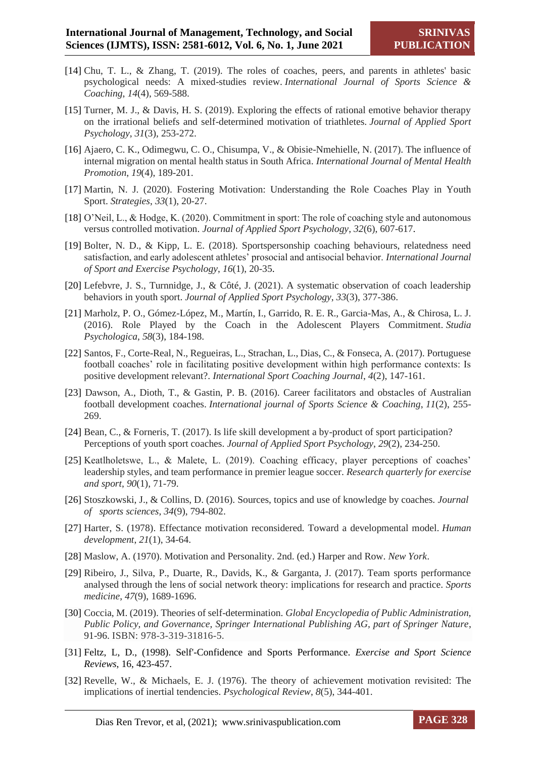[14] Chu, T. L., & Zhang, T. (2019). The roles of coaches, peers, and parents in athletes' basic psychological needs: A mixed-studies review. *International Journal of Sports Science & Coaching*, *14*(4), 569-588.

[15] Turner, M. J., & Davis, H. S. (2019). Exploring the effects of rational emotive behavior therapy on the irrational beliefs and self-determined motivation of triathletes. *Journal of Applied Sport Psychology*, *31*(3), 253-272.

[16] Ajaero, C. K., Odimegwu, C. O., Chisumpa, V., & Obisie-Nmehielle, N. (2017). The influence of internal migration on mental health status in South Africa. *International Journal of Mental Health Promotion*, *19*(4), 189-201.

[17] Martin, N. J. (2020). Fostering Motivation: Understanding the Role Coaches Play in Youth Sport. *Strategies*, *33*(1), 20-27.

[18] O'Neil, L., & Hodge, K. (2020). Commitment in sport: The role of coaching style and autonomous versus controlled motivation. *Journal of Applied Sport Psychology*, *32*(6), 607-617.

[19] Bolter, N. D., & Kipp, L. E. (2018). Sportspersonship coaching behaviours, relatedness need satisfaction, and early adolescent athletes' prosocial and antisocial behavior. *International Journal of Sport and Exercise Psychology*, *16*(1), 20-35.

[20] Lefebvre, J. S., Turnnidge, J., & Côté, J. (2021). A systematic observation of coach leadership behaviors in youth sport. *Journal of Applied Sport Psychology*, *33*(3), 377-386.

[21] Marholz, P. O., Gómez-López, M., Martín, I., Garrido, R. E. R., Garcia-Mas, A., & Chirosa, L. J. (2016). Role Played by the Coach in the Adolescent Players Commitment. *Studia Psychologica*, *58*(3), 184-198.

[22] Santos, F., Corte-Real, N., Regueiras, L., Strachan, L., Dias, C., & Fonseca, A. (2017). Portuguese football coaches' role in facilitating positive development within high performance contexts: Is positive development relevant?. *International Sport Coaching Journal*, *4*(2), 147-161.

[23] Dawson, A., Dioth, T., & Gastin, P. B. (2016). Career facilitators and obstacles of Australian football development coaches. *International journal of Sports Science & Coaching*, *11*(2), 255-269.

[24] Bean, C., & Forneris, T. (2017). Is life skill development a by-product of sport participation? Perceptions of youth sport coaches. *Journal of Applied Sport Psychology*, *29*(2), 234-250.

[25] Keatlholetswe, L., & Malete, L. (2019). Coaching efficacy, player perceptions of coaches' leadership styles, and team performance in premier league soccer. *Research quarterly for exercise and sport*, *90*(1), 71-79.

[26] Stoszkowski, J., & Collins, D. (2016). Sources, topics and use of knowledge by coaches. *Journal of sports sciences*, *34*(9), 794-802.

[27] Harter, S. (1978). Effectance motivation reconsidered. Toward a developmental model. *Human development*, *21*(1), 34-64.

[28] Maslow, A. (1970). Motivation and Personality. 2nd. (ed.) Harper and Row. *New York*.

[29] Ribeiro, J., Silva, P., Duarte, R., Davids, K., & Garganta, J. (2017). Team sports performance analysed through the lens of social network theory: implications for research and practice. *Sports medicine*, *47*(9), 1689-1696.

[30] Coccia, M. (2019). Theories of self-determination. *Global Encyclopedia of Public Administration, Public Policy, and Governance, Springer International Publishing AG, part of Springer Nature*, 91-96. ISBN: 978-3-319-31816-5.

[31] Feltz, L, D., (1998). Self'-Confidence and Sports Performance. *Exercise and Sport Science Reviews*, 16, 423-457.

[32] Revelle, W., & Michaels, E. J. (1976). The theory of achievement motivation revisited: The implications of inertial tendencies. *Psychological Review*, *8*(5), 344-401.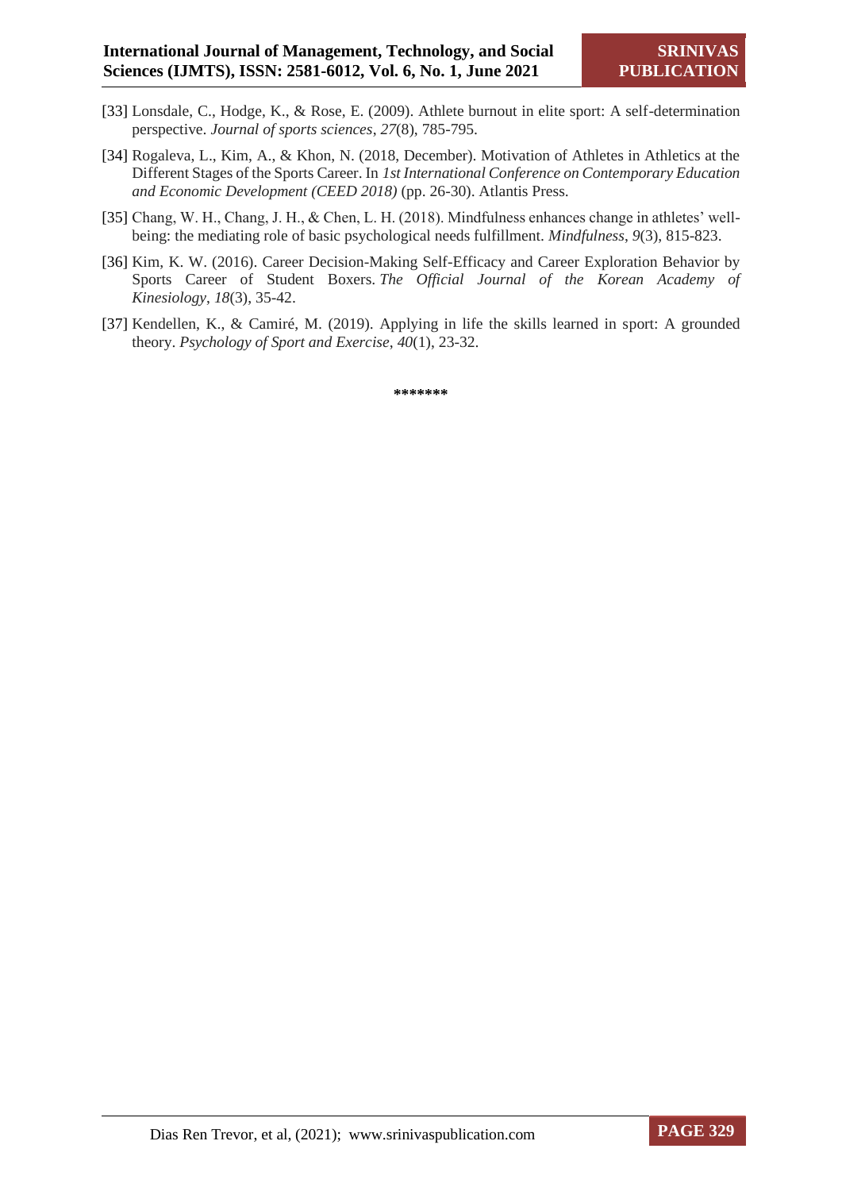[33] Lonsdale, C., Hodge, K., & Rose, E. (2009). Athlete burnout in elite sport: A self-determination perspective. *Journal of sports sciences*, *27*(8), 785-795.

[34] Rogaleva, L., Kim, A., & Khon, N. (2018, December). Motivation of Athletes in Athletics at the Different Stages of the Sports Career. In *1st International Conference on Contemporary Education and Economic Development (CEED 2018)* (pp. 26-30). Atlantis Press.

[35] Chang, W. H., Chang, J. H., & Chen, L. H. (2018). Mindfulness enhances change in athletes' well-being: the mediating role of basic psychological needs fulfillment. *Mindfulness*, *9*(3), 815-823.

[36] Kim, K. W. (2016). Career Decision-Making Self-Efficacy and Career Exploration Behavior by Sports Career of Student Boxers. *The Official Journal of the Korean Academy of Kinesiology*, *18*(3), 35-42.

[37] Kendellen, K., & Camiré, M. (2019). Applying in life the skills learned in sport: A grounded theory. *Psychology of Sport and Exercise*, *40*(1), 23-32.

*******